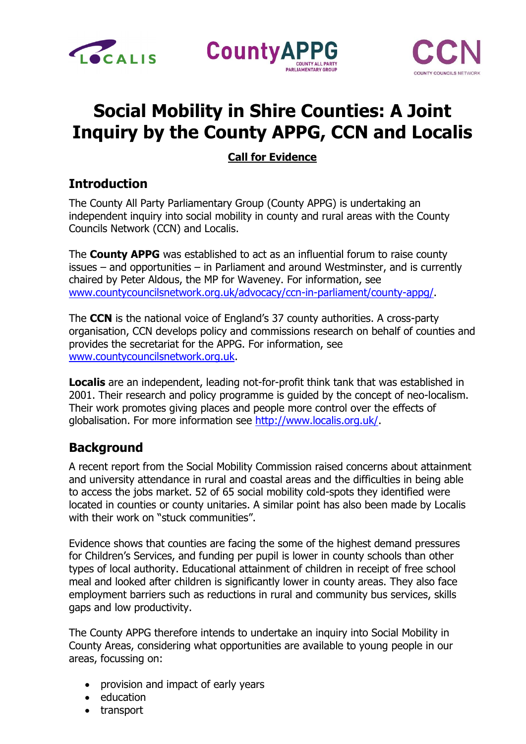# Social Mobility in Shire Counties: A Joint Inquiry by the County APPG, CCN and Localis

**Call for Evidence**

## Introduction

The County All Party Parliamentary Group (County APPG) is undertaking an independent inquiry into social mobility in county and rural areas with the County Councils Network (CCN) and Localis.

The **County APPG** was established to act as an influential forum to raise county issues – and opportunities – in Parliament and around Westminster, and is currently chaired by Peter Aldous, the MP for Waveney. For information, see www.countycouncilsnetwork.org.uk/advocacy/ccn-in-parliament/county-appg/.

The **CCN** is the national voice of England's 37 county authorities. A cross-party organisation, CCN develops policy and commissions research on behalf of counties and provides the secretariat for the APPG. For information, see www.countycouncilsnetwork.org.uk.

**Localis** are an independent, leading not-for-profit think tank that was established in 2001. Their research and policy programme is guided by the concept of neo-localism. Their work promotes giving places and people more control over the effects of globalisation. For more information see http://www.localis.org.uk/.

## Background

A recent report from the Social Mobility Commission raised concerns about attainment and university attendance in rural and coastal areas and the difficulties in being able to access the jobs market. 52 of 65 social mobility cold-spots they identified were located in counties or county unitaries. A similar point has also been made by Localis with their work on "stuck communities".

Evidence shows that counties are facing the some of the highest demand pressures for Children's Services, and funding per pupil is lower in county schools than other types of local authority. Educational attainment of children in receipt of free school meal and looked after children is significantly lower in county areas. They also face employment barriers such as reductions in rural and community bus services, skills gaps and low productivity.

The County APPG therefore intends to undertake an inquiry into Social Mobility in County Areas, considering what opportunities are available to young people in our areas, focussing on:

- provision and impact of early years
- education
- transport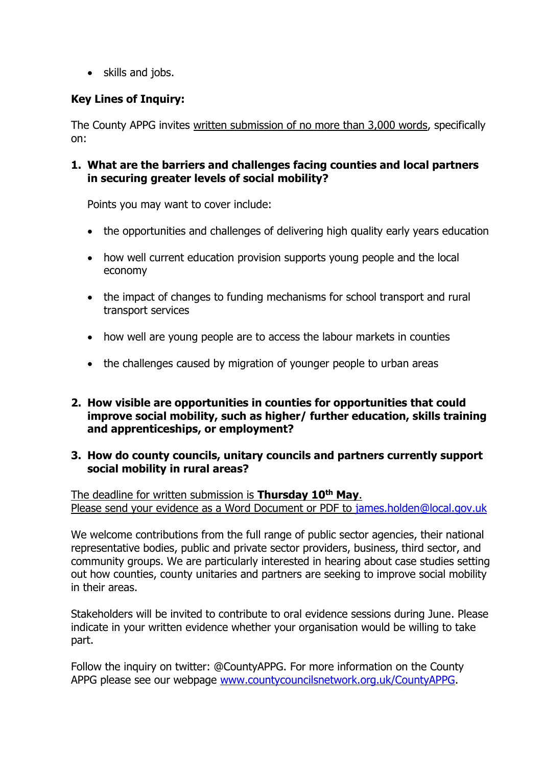- skills and jobs.

**Key Lines of Inquiry:**

The County APPG invites written submission of no more than 3,000 words, specifically on:

1. **What are the barriers and challenges facing counties and local partners in securing greater levels of social mobility?**

   Points you may want to cover include:

   - the opportunities and challenges of delivering high quality early years education
   - how well current education provision supports young people and the local economy
   - the impact of changes to funding mechanisms for school transport and rural transport services
   - how well are young people are to access the labour markets in counties
   - the challenges caused by migration of younger people to urban areas

2. **How visible are opportunities in counties for opportunities that could improve social mobility, such as higher/ further education, skills training and apprenticeships, or employment?**

3. **How do county councils, unitary councils and partners currently support social mobility in rural areas?**

The deadline for written submission is **Thursday 10th May**.
Please send your evidence as a Word Document or PDF to james.holden@local.gov.uk

We welcome contributions from the full range of public sector agencies, their national representative bodies, public and private sector providers, business, third sector, and community groups. We are particularly interested in hearing about case studies setting out how counties, county unitaries and partners are seeking to improve social mobility in their areas.

Stakeholders will be invited to contribute to oral evidence sessions during June. Please indicate in your written evidence whether your organisation would be willing to take part.

Follow the inquiry on twitter: @CountyAPPG. For more information on the County APPG please see our webpage www.countycouncilsnetwork.org.uk/CountyAPPG.